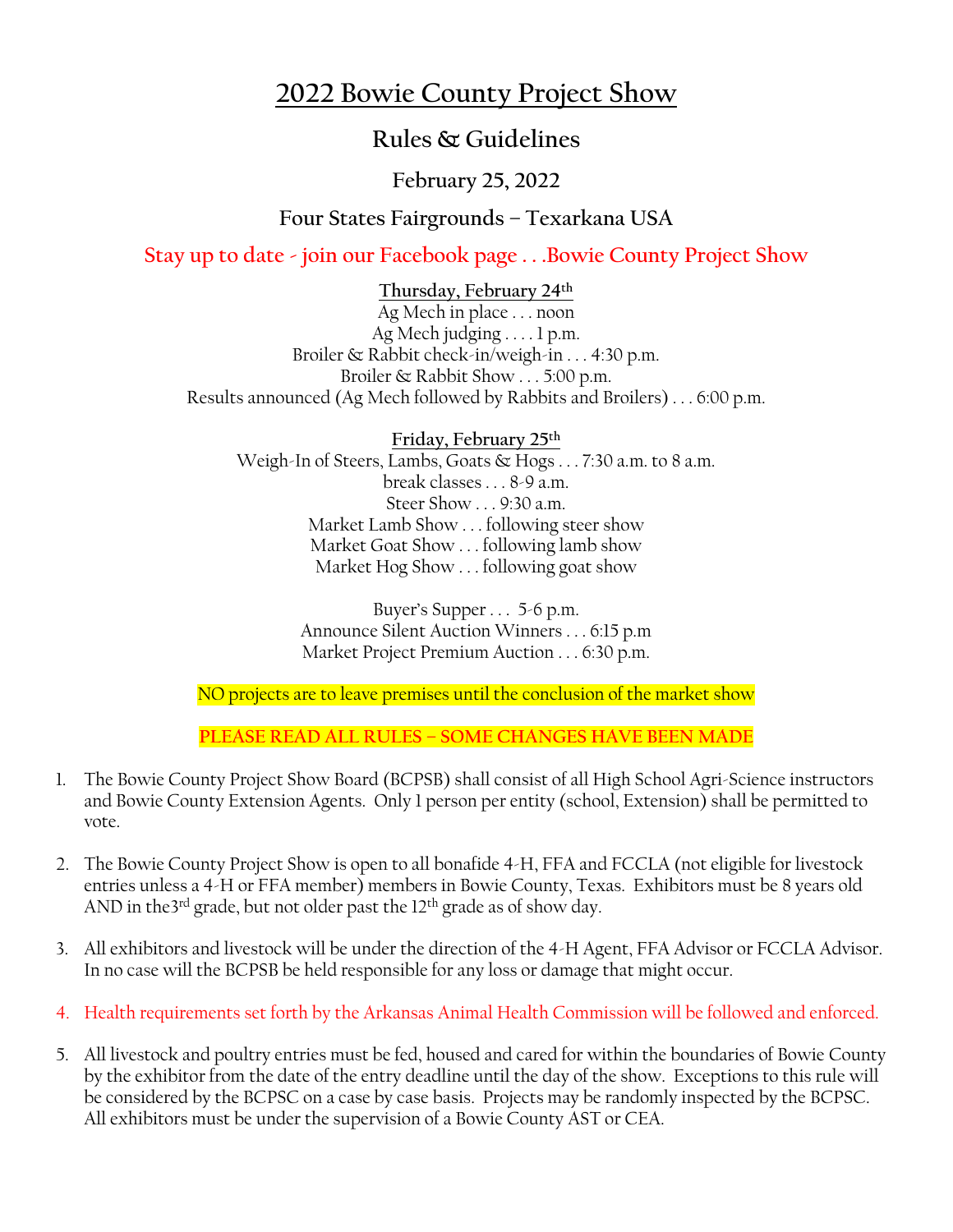# 2022 Bowie County Project Show

## Rules & Guidelines

### February 25, 2022

### Four States Fairgrounds – Texarkana USA

**Stay up to date - join our Facebook page . . .Bowie County Project Show**

**Thursday, February 24th**

Ag Mech in place . . . noon
Ag Mech judging . . . . 1 p.m.
Broiler & Rabbit check-in/weigh-in . . . 4:30 p.m.
Broiler & Rabbit Show . . . 5:00 p.m.
Results announced (Ag Mech followed by Rabbits and Broilers) . . . 6:00 p.m.

**Friday, February 25th**

Weigh-In of Steers, Lambs, Goats & Hogs . . . 7:30 a.m. to 8 a.m.
break classes . . . 8-9 a.m.
Steer Show . . . 9:30 a.m.
Market Lamb Show . . . following steer show
Market Goat Show . . . following lamb show
Market Hog Show . . . following goat show

Buyer's Supper . . . 5-6 p.m.
Announce Silent Auction Winners . . . 6:15 p.m
Market Project Premium Auction . . . 6:30 p.m.

NO projects are to leave premises until the conclusion of the market show

PLEASE READ ALL RULES – SOME CHANGES HAVE BEEN MADE

1. The Bowie County Project Show Board (BCPSB) shall consist of all High School Agri-Science instructors and Bowie County Extension Agents. Only 1 person per entity (school, Extension) shall be permitted to vote.

2. The Bowie County Project Show is open to all bonafide 4-H, FFA and FCCLA (not eligible for livestock entries unless a 4-H or FFA member) members in Bowie County, Texas. Exhibitors must be 8 years old AND in the3rd grade, but not older past the 12th grade as of show day.

3. All exhibitors and livestock will be under the direction of the 4-H Agent, FFA Advisor or FCCLA Advisor. In no case will the BCPSB be held responsible for any loss or damage that might occur.

4. Health requirements set forth by the Arkansas Animal Health Commission will be followed and enforced.

5. All livestock and poultry entries must be fed, housed and cared for within the boundaries of Bowie County by the exhibitor from the date of the entry deadline until the day of the show. Exceptions to this rule will be considered by the BCPSC on a case by case basis. Projects may be randomly inspected by the BCPSC. All exhibitors must be under the supervision of a Bowie County AST or CEA.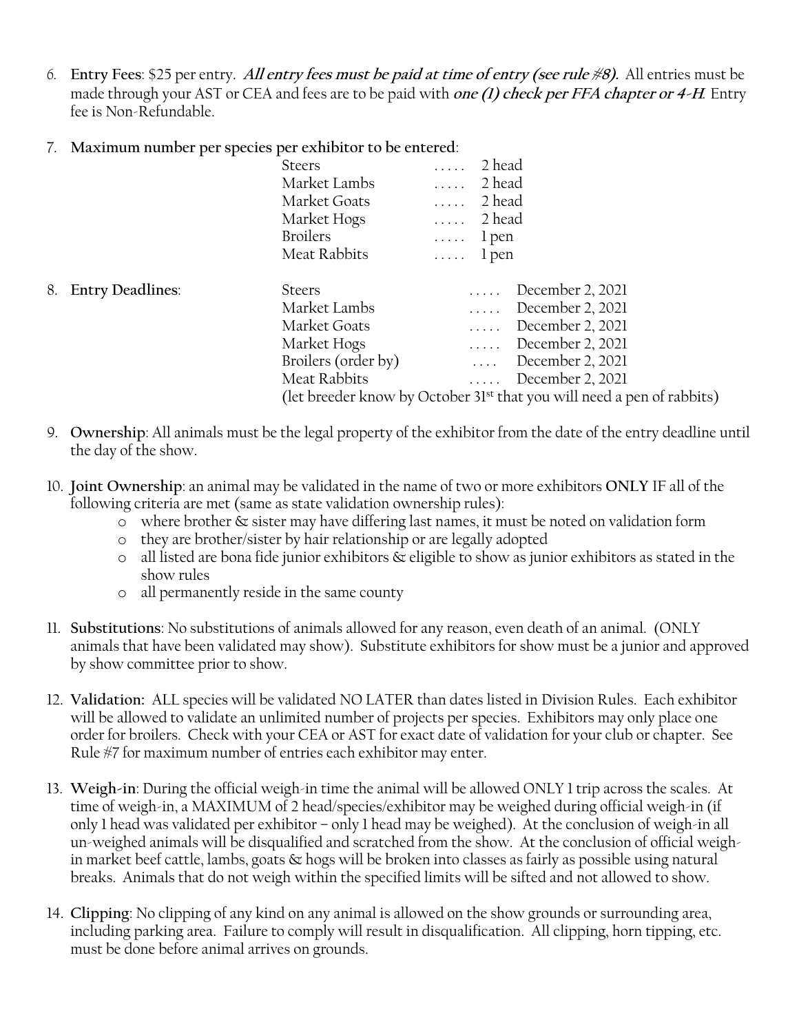6. **Entry Fees**: $25 per entry. ***All entry fees must be paid at time of entry (see rule #8).*** All entries must be made through your AST or CEA and fees are to be paid with ***one (1) check per FFA chapter or 4-H***. Entry fee is Non-Refundable.

7. **Maximum number per species per exhibitor to be entered**:

| | |
|---|---|
| Steers | ..... 2 head |
| Market Lambs | ..... 2 head |
| Market Goats | ..... 2 head |
| Market Hogs | ..... 2 head |
| Broilers | ..... 1 pen |
| Meat Rabbits | ..... 1 pen |

8. **Entry Deadlines**:

| | |
|---|---|
| Steers | ..... December 2, 2021 |
| Market Lambs | ..... December 2, 2021 |
| Market Goats | ..... December 2, 2021 |
| Market Hogs | ..... December 2, 2021 |
| Broilers (order by) | .... December 2, 2021 |
| Meat Rabbits | ..... December 2, 2021 |

(let breeder know by October 31st that you will need a pen of rabbits)

9. **Ownership**: All animals must be the legal property of the exhibitor from the date of the entry deadline until the day of the show.

10. **Joint Ownership**: an animal may be validated in the name of two or more exhibitors **ONLY** IF all of the following criteria are met (same as state validation ownership rules):
    - where brother & sister may have differing last names, it must be noted on validation form
    - they are brother/sister by hair relationship or are legally adopted
    - all listed are bona fide junior exhibitors & eligible to show as junior exhibitors as stated in the show rules
    - all permanently reside in the same county

11. **Substitutions**: No substitutions of animals allowed for any reason, even death of an animal. (ONLY animals that have been validated may show). Substitute exhibitors for show must be a junior and approved by show committee prior to show.

12. **Validation:** ALL species will be validated NO LATER than dates listed in Division Rules. Each exhibitor will be allowed to validate an unlimited number of projects per species. Exhibitors may only place one order for broilers. Check with your CEA or AST for exact date of validation for your club or chapter. See Rule #7 for maximum number of entries each exhibitor may enter.

13. **Weigh-in**: During the official weigh-in time the animal will be allowed ONLY 1 trip across the scales. At time of weigh-in, a MAXIMUM of 2 head/species/exhibitor may be weighed during official weigh-in (if only 1 head was validated per exhibitor – only 1 head may be weighed). At the conclusion of weigh-in all un-weighed animals will be disqualified and scratched from the show. At the conclusion of official weigh-in market beef cattle, lambs, goats & hogs will be broken into classes as fairly as possible using natural breaks. Animals that do not weigh within the specified limits will be sifted and not allowed to show.

14. **Clipping**: No clipping of any kind on any animal is allowed on the show grounds or surrounding area, including parking area. Failure to comply will result in disqualification. All clipping, horn tipping, etc. must be done before animal arrives on grounds.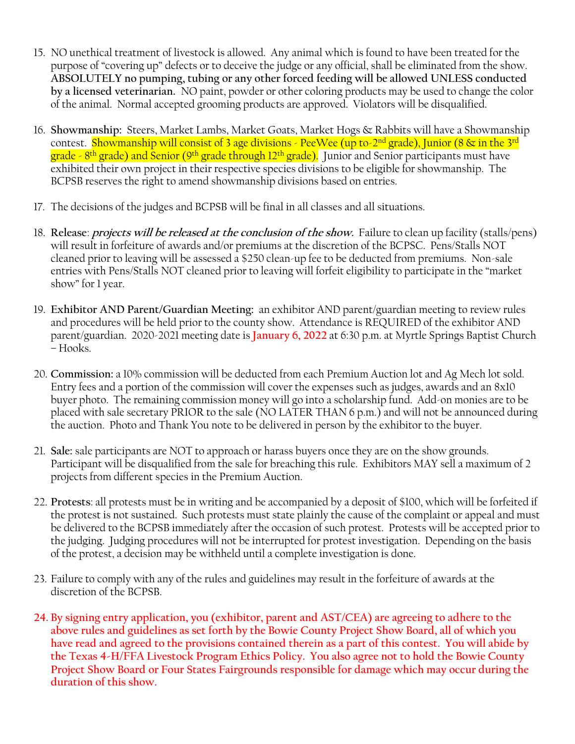15. NO unethical treatment of livestock is allowed. Any animal which is found to have been treated for the purpose of "covering up" defects or to deceive the judge or any official, shall be eliminated from the show. **ABSOLUTELY no pumping, tubing or any other forced feeding will be allowed UNLESS conducted by a licensed veterinarian.** NO paint, powder or other coloring products may be used to change the color of the animal. Normal accepted grooming products are approved. Violators will be disqualified.

16. **Showmanship:** Steers, Market Lambs, Market Goats, Market Hogs & Rabbits will have a Showmanship contest. Showmanship will consist of 3 age divisions - PeeWee (up to 2nd grade), Junior (8 & in the 3rd grade - 8th grade) and Senior (9th grade through 12th grade). Junior and Senior participants must have exhibited their own project in their respective species divisions to be eligible for showmanship. The BCPSB reserves the right to amend showmanship divisions based on entries.

17. The decisions of the judges and BCPSB will be final in all classes and all situations.

18. **Release**: ***projects will be released at the conclusion of the show.*** Failure to clean up facility (stalls/pens) will result in forfeiture of awards and/or premiums at the discretion of the BCPSC. Pens/Stalls NOT cleaned prior to leaving will be assessed a $250 clean-up fee to be deducted from premiums. Non-sale entries with Pens/Stalls NOT cleaned prior to leaving will forfeit eligibility to participate in the "market show" for 1 year.

19. **Exhibitor AND Parent/Guardian Meeting:** an exhibitor AND parent/guardian meeting to review rules and procedures will be held prior to the county show. Attendance is REQUIRED of the exhibitor AND parent/guardian. 2020-2021 meeting date is **January 6, 2022** at 6:30 p.m. at Myrtle Springs Baptist Church – Hooks.

20. **Commission:** a 10% commission will be deducted from each Premium Auction lot and Ag Mech lot sold. Entry fees and a portion of the commission will cover the expenses such as judges, awards and an 8x10 buyer photo. The remaining commission money will go into a scholarship fund. Add-on monies are to be placed with sale secretary PRIOR to the sale (NO LATER THAN 6 p.m.) and will not be announced during the auction. Photo and Thank You note to be delivered in person by the exhibitor to the buyer.

21. **Sale:** sale participants are NOT to approach or harass buyers once they are on the show grounds. Participant will be disqualified from the sale for breaching this rule. Exhibitors MAY sell a maximum of 2 projects from different species in the Premium Auction.

22. **Protests**: all protests must be in writing and be accompanied by a deposit of $100, which will be forfeited if the protest is not sustained. Such protests must state plainly the cause of the complaint or appeal and must be delivered to the BCPSB immediately after the occasion of such protest. Protests will be accepted prior to the judging. Judging procedures will not be interrupted for protest investigation. Depending on the basis of the protest, a decision may be withheld until a complete investigation is done.

23. Failure to comply with any of the rules and guidelines may result in the forfeiture of awards at the discretion of the BCPSB.

24. **By signing entry application, you (exhibitor, parent and AST/CEA) are agreeing to adhere to the above rules and guidelines as set forth by the Bowie County Project Show Board, all of which you have read and agreed to the provisions contained therein as a part of this contest. You will abide by the Texas 4-H/FFA Livestock Program Ethics Policy. You also agree not to hold the Bowie County Project Show Board or Four States Fairgrounds responsible for damage which may occur during the duration of this show.**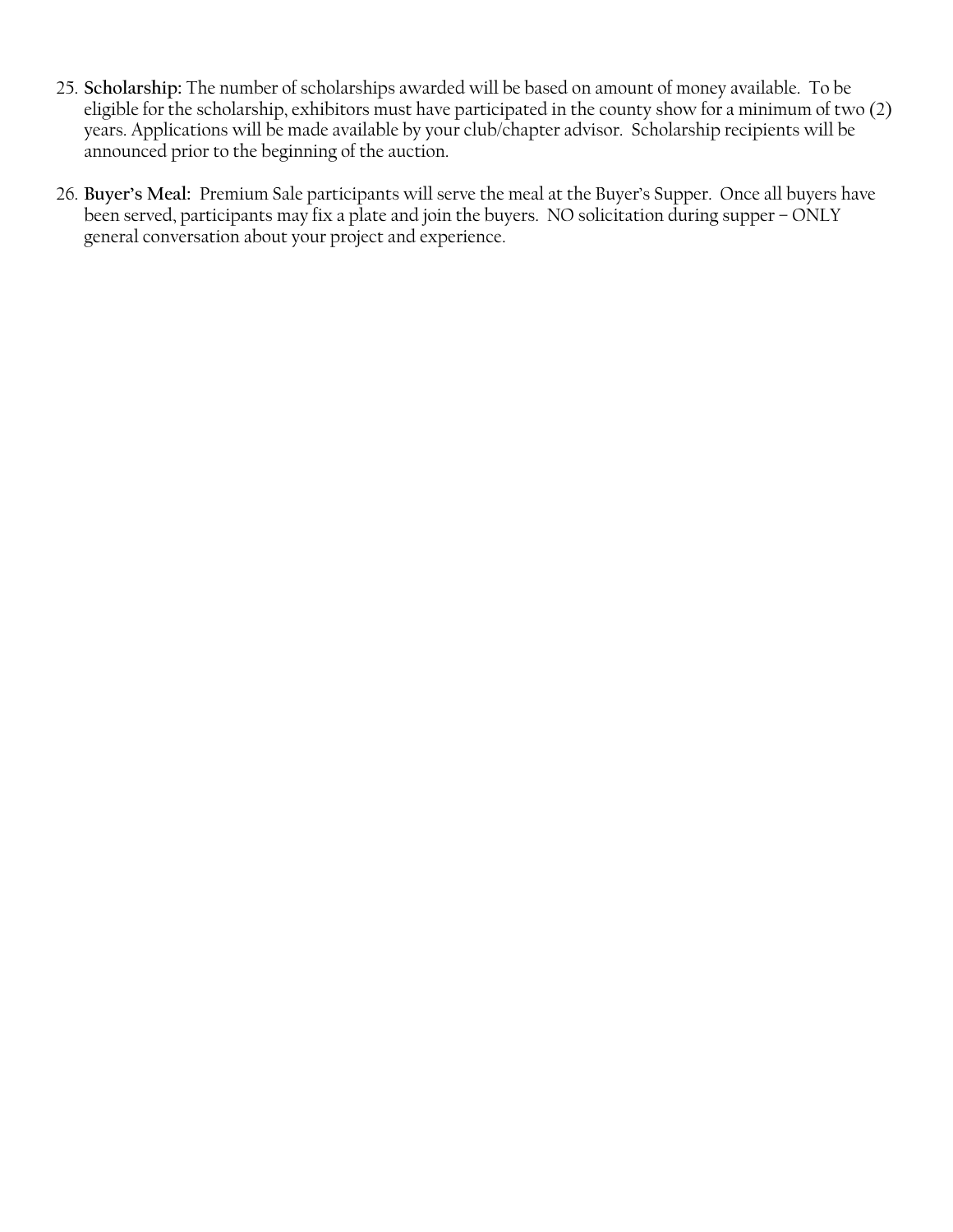25. **Scholarship:** The number of scholarships awarded will be based on amount of money available. To be eligible for the scholarship, exhibitors must have participated in the county show for a minimum of two (2) years. Applications will be made available by your club/chapter advisor. Scholarship recipients will be announced prior to the beginning of the auction.

26. **Buyer's Meal:** Premium Sale participants will serve the meal at the Buyer's Supper. Once all buyers have been served, participants may fix a plate and join the buyers. NO solicitation during supper – ONLY general conversation about your project and experience.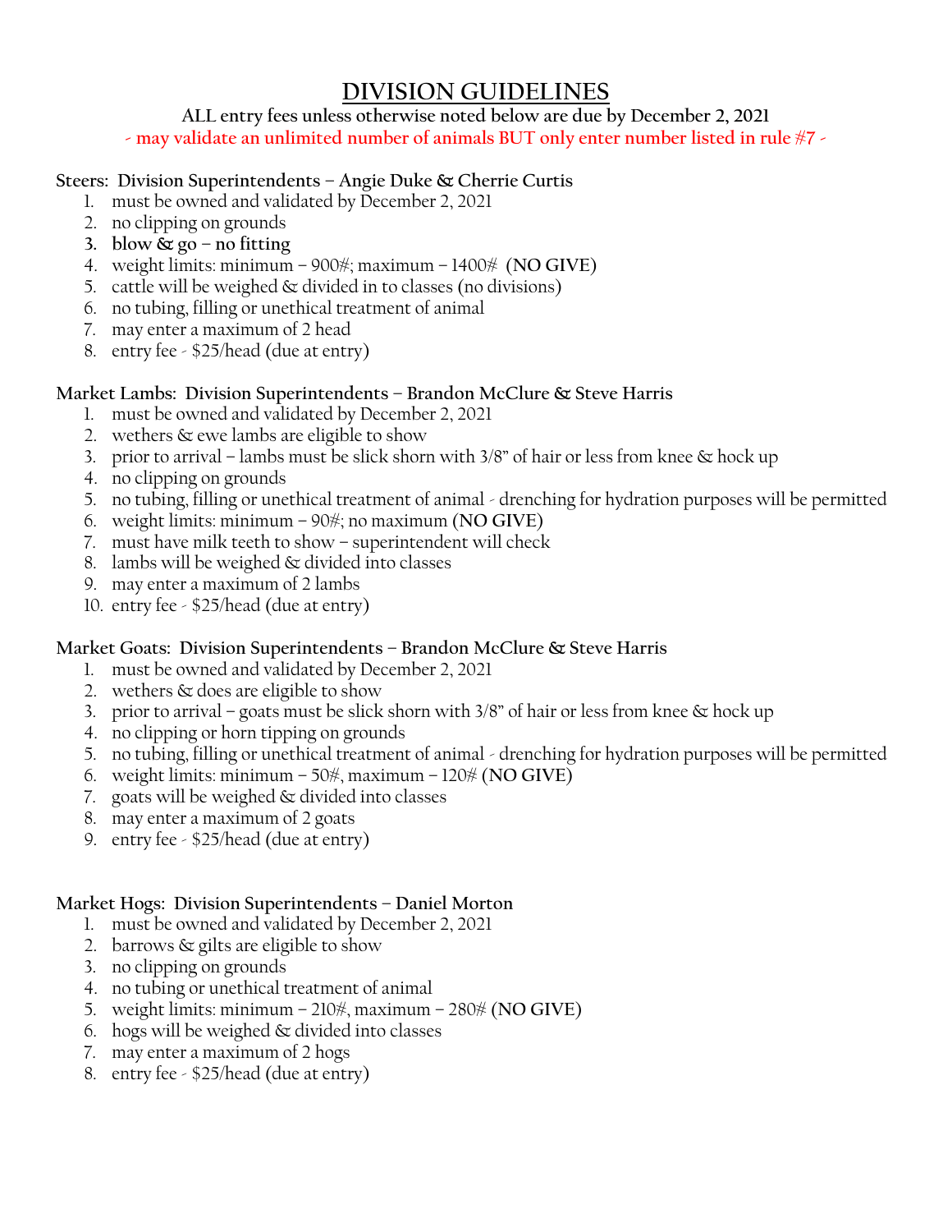# DIVISION GUIDELINES

**ALL entry fees unless otherwise noted below are due by December 2, 2021**

**- may validate an unlimited number of animals BUT only enter number listed in rule #7 -**

**Steers: Division Superintendents – Angie Duke & Cherrie Curtis**

1. must be owned and validated by December 2, 2021
2. no clipping on grounds
3. **blow & go – no fitting**
4. weight limits: minimum – 900#; maximum – 1400# (**NO GIVE**)
5. cattle will be weighed & divided in to classes (no divisions)
6. no tubing, filling or unethical treatment of animal
7. may enter a maximum of 2 head
8. entry fee - $25/head (due at entry)

**Market Lambs: Division Superintendents – Brandon McClure & Steve Harris**

1. must be owned and validated by December 2, 2021
2. wethers & ewe lambs are eligible to show
3. prior to arrival – lambs must be slick shorn with 3/8" of hair or less from knee & hock up
4. no clipping on grounds
5. no tubing, filling or unethical treatment of animal - drenching for hydration purposes will be permitted
6. weight limits: minimum – 90#; no maximum (**NO GIVE**)
7. must have milk teeth to show – superintendent will check
8. lambs will be weighed & divided into classes
9. may enter a maximum of 2 lambs
10. entry fee - $25/head (due at entry)

**Market Goats: Division Superintendents – Brandon McClure & Steve Harris**

1. must be owned and validated by December 2, 2021
2. wethers & does are eligible to show
3. prior to arrival – goats must be slick shorn with 3/8" of hair or less from knee & hock up
4. no clipping or horn tipping on grounds
5. no tubing, filling or unethical treatment of animal - drenching for hydration purposes will be permitted
6. weight limits: minimum – 50#, maximum – 120# (**NO GIVE**)
7. goats will be weighed & divided into classes
8. may enter a maximum of 2 goats
9. entry fee - $25/head (due at entry)

**Market Hogs: Division Superintendents – Daniel Morton**

1. must be owned and validated by December 2, 2021
2. barrows & gilts are eligible to show
3. no clipping on grounds
4. no tubing or unethical treatment of animal
5. weight limits: minimum – 210#, maximum – 280# (**NO GIVE**)
6. hogs will be weighed & divided into classes
7. may enter a maximum of 2 hogs
8. entry fee - $25/head (due at entry)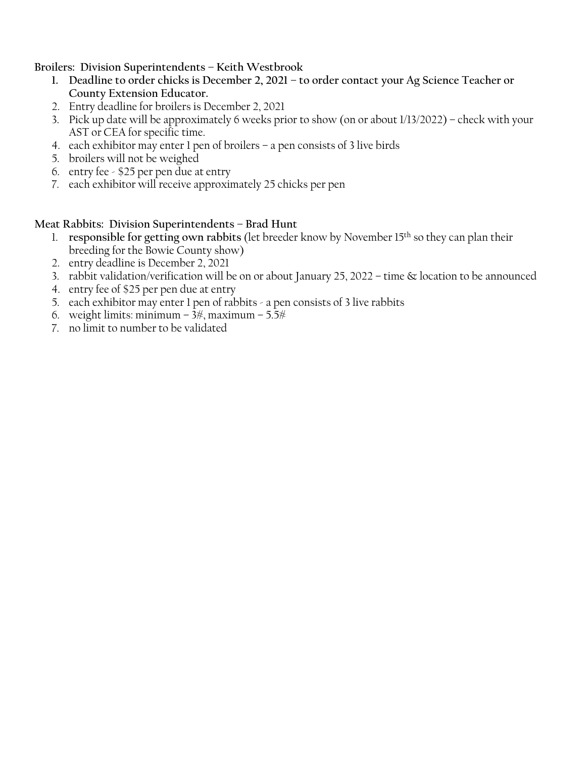**Broilers: Division Superintendents – Keith Westbrook**

1. **Deadline to order chicks is December 2, 2021 – to order contact your Ag Science Teacher or County Extension Educator.**
2. Entry deadline for broilers is December 2, 2021
3. Pick up date will be approximately 6 weeks prior to show (on or about 1/13/2022) – check with your AST or CEA for specific time.
4. each exhibitor may enter 1 pen of broilers – a pen consists of 3 live birds
5. broilers will not be weighed
6. entry fee - $25 per pen due at entry
7. each exhibitor will receive approximately 25 chicks per pen

**Meat Rabbits: Division Superintendents – Brad Hunt**

1. **responsible for getting own rabbits** (let breeder know by November 15th so they can plan their breeding for the Bowie County show)
2. entry deadline is December 2, 2021
3. rabbit validation/verification will be on or about January 25, 2022 – time & location to be announced
4. entry fee of $25 per pen due at entry
5. each exhibitor may enter 1 pen of rabbits - a pen consists of 3 live rabbits
6. weight limits: minimum – 3#, maximum – 5.5#
7. no limit to number to be validated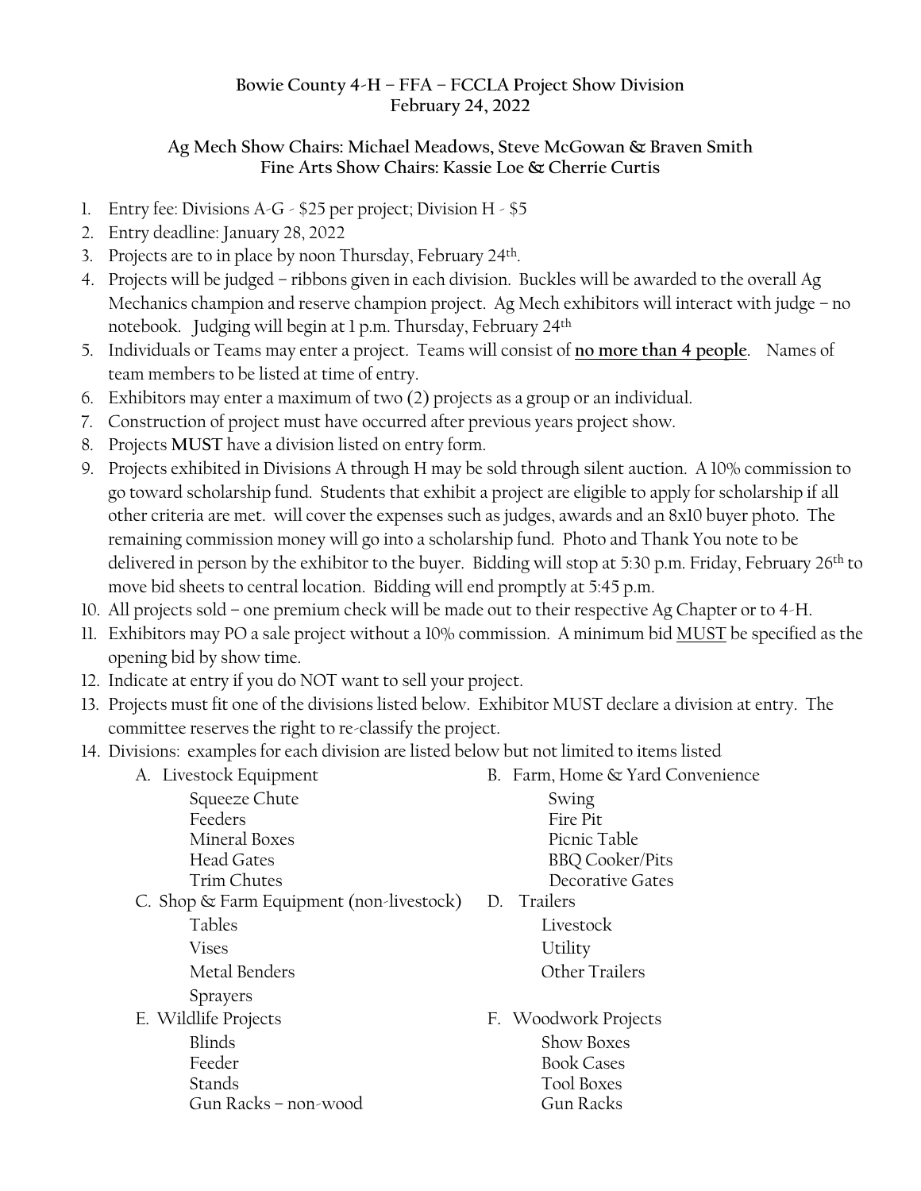**Bowie County 4-H – FFA – FCCLA Project Show Division**
**February 24, 2022**

**Ag Mech Show Chairs: Michael Meadows, Steve McGowan & Braven Smith**
**Fine Arts Show Chairs: Kassie Loe & Cherrie Curtis**

1. Entry fee: Divisions A-G - $25 per project; Division H - $5
2. Entry deadline: January 28, 2022
3. Projects are to in place by noon Thursday, February 24th.
4. Projects will be judged – ribbons given in each division. Buckles will be awarded to the overall Ag Mechanics champion and reserve champion project. Ag Mech exhibitors will interact with judge – no notebook. Judging will begin at 1 p.m. Thursday, February 24th
5. Individuals or Teams may enter a project. Teams will consist of **no more than 4 people**. Names of team members to be listed at time of entry.
6. Exhibitors may enter a maximum of two (2) projects as a group or an individual.
7. Construction of project must have occurred after previous years project show.
8. Projects **MUST** have a division listed on entry form.
9. Projects exhibited in Divisions A through H may be sold through silent auction. A 10% commission to go toward scholarship fund. Students that exhibit a project are eligible to apply for scholarship if all other criteria are met. will cover the expenses such as judges, awards and an 8x10 buyer photo. The remaining commission money will go into a scholarship fund. Photo and Thank You note to be delivered in person by the exhibitor to the buyer. Bidding will stop at 5:30 p.m. Friday, February 26th to move bid sheets to central location. Bidding will end promptly at 5:45 p.m.
10. All projects sold – one premium check will be made out to their respective Ag Chapter or to 4-H.
11. Exhibitors may PO a sale project without a 10% commission. A minimum bid MUST be specified as the opening bid by show time.
12. Indicate at entry if you do NOT want to sell your project.
13. Projects must fit one of the divisions listed below. Exhibitor MUST declare a division at entry. The committee reserves the right to re-classify the project.
14. Divisions: examples for each division are listed below but not limited to items listed

    A. Livestock Equipment
    - Squeeze Chute
    - Feeders
    - Mineral Boxes
    - Head Gates
    - Trim Chutes

    B. Farm, Home & Yard Convenience
    - Swing
    - Fire Pit
    - Picnic Table
    - BBQ Cooker/Pits
    - Decorative Gates

    C. Shop & Farm Equipment (non-livestock)
    - Tables
    - Vises
    - Metal Benders
    - Sprayers

    D. Trailers
    - Livestock
    - Utility
    - Other Trailers

    E. Wildlife Projects
    - Blinds
    - Feeder
    - Stands
    - Gun Racks – non-wood

    F. Woodwork Projects
    - Show Boxes
    - Book Cases
    - Tool Boxes
    - Gun Racks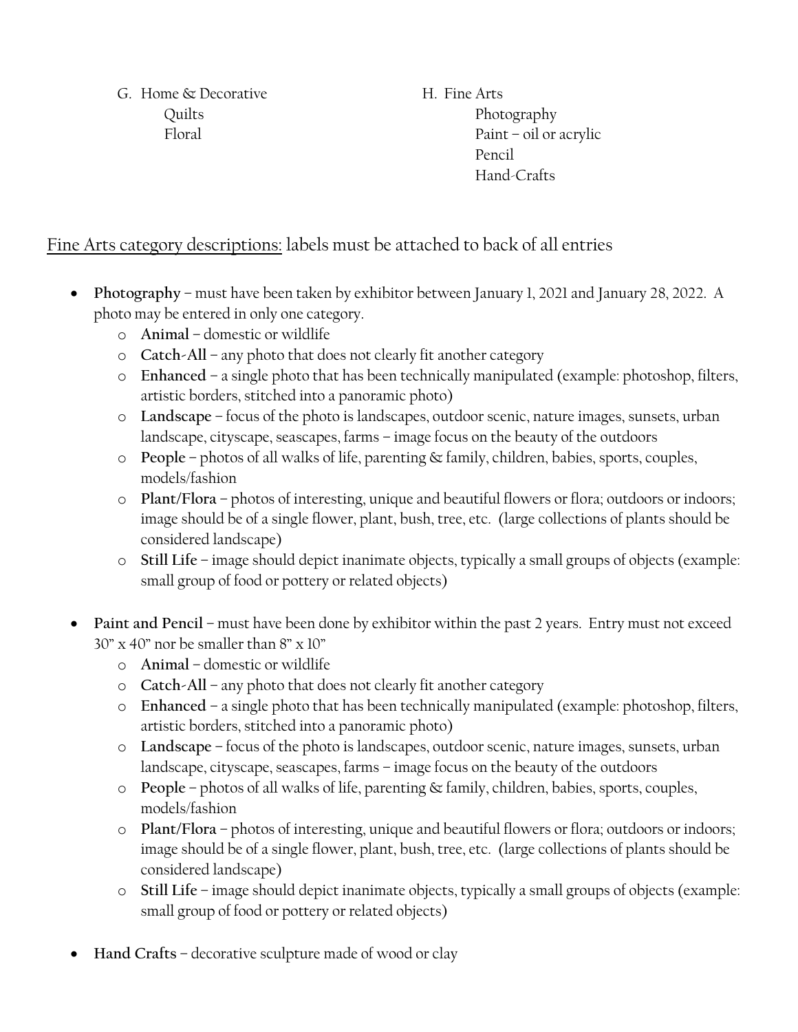G. Home & Decorative
- Quilts
- Floral

H. Fine Arts
- Photography
- Paint – oil or acrylic
- Pencil
- Hand-Crafts

<u>Fine Arts category descriptions:</u> labels must be attached to back of all entries

- **Photography** – must have been taken by exhibitor between January 1, 2021 and January 28, 2022. A photo may be entered in only one category.
  - **Animal** – domestic or wildlife
  - **Catch-All** – any photo that does not clearly fit another category
  - **Enhanced** – a single photo that has been technically manipulated (example: photoshop, filters, artistic borders, stitched into a panoramic photo)
  - **Landscape** – focus of the photo is landscapes, outdoor scenic, nature images, sunsets, urban landscape, cityscape, seascapes, farms – image focus on the beauty of the outdoors
  - **People** – photos of all walks of life, parenting & family, children, babies, sports, couples, models/fashion
  - **Plant/Flora** – photos of interesting, unique and beautiful flowers or flora; outdoors or indoors; image should be of a single flower, plant, bush, tree, etc. (large collections of plants should be considered landscape)
  - **Still Life** – image should depict inanimate objects, typically a small groups of objects (example: small group of food or pottery or related objects)

- **Paint and Pencil** – must have been done by exhibitor within the past 2 years. Entry must not exceed 30" x 40" nor be smaller than 8" x 10"
  - **Animal** – domestic or wildlife
  - **Catch-All** – any photo that does not clearly fit another category
  - **Enhanced** – a single photo that has been technically manipulated (example: photoshop, filters, artistic borders, stitched into a panoramic photo)
  - **Landscape** – focus of the photo is landscapes, outdoor scenic, nature images, sunsets, urban landscape, cityscape, seascapes, farms – image focus on the beauty of the outdoors
  - **People** – photos of all walks of life, parenting & family, children, babies, sports, couples, models/fashion
  - **Plant/Flora** – photos of interesting, unique and beautiful flowers or flora; outdoors or indoors; image should be of a single flower, plant, bush, tree, etc. (large collections of plants should be considered landscape)
  - **Still Life** – image should depict inanimate objects, typically a small groups of objects (example: small group of food or pottery or related objects)

- **Hand Crafts** – decorative sculpture made of wood or clay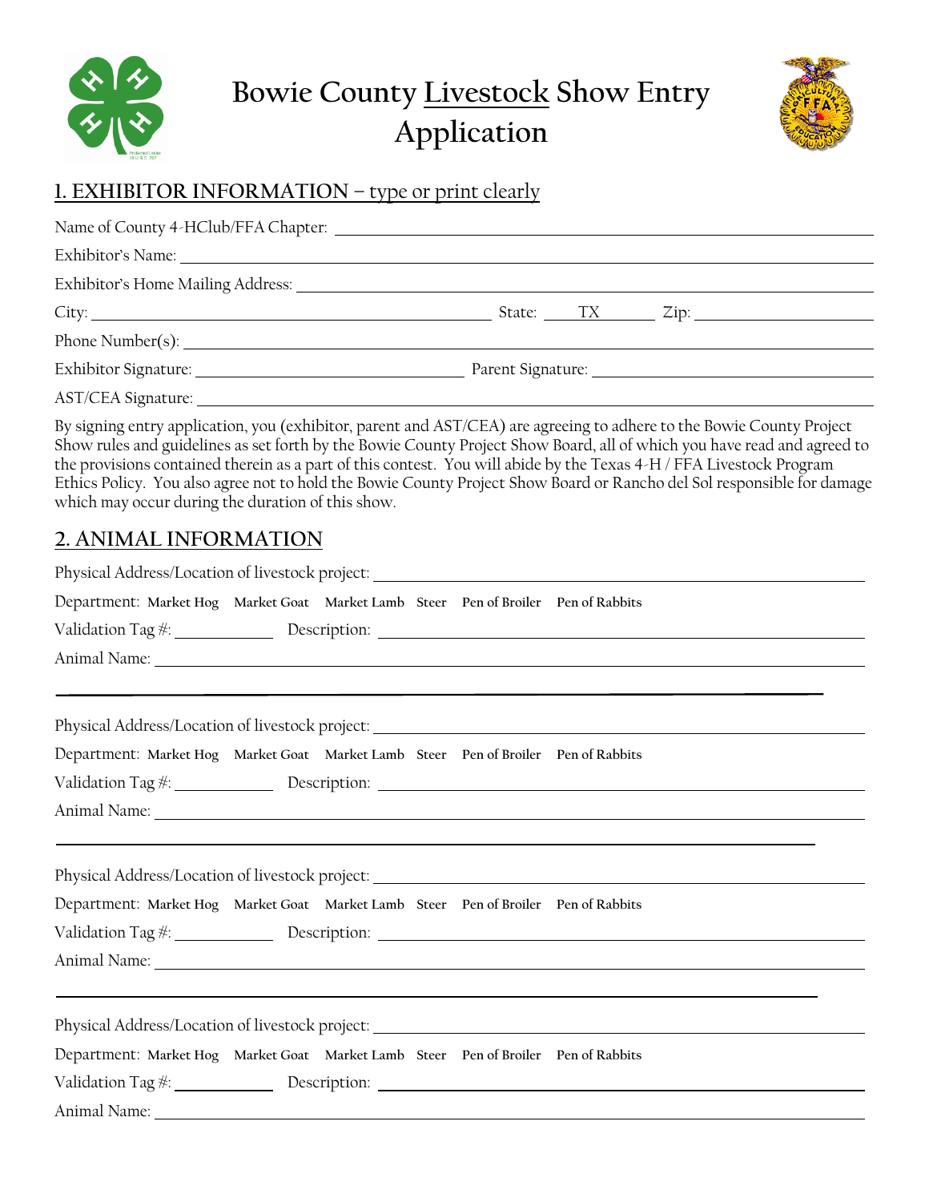# Bowie County Livestock Show Entry Application

## 1. EXHIBITOR INFORMATION – type or print clearly

Name of County 4-HClub/FFA Chapter: ______________________________

Exhibitor's Name: ______________________________

Exhibitor's Home Mailing Address: ______________________________

City: ______________________________ State: TX Zip: ______________

Phone Number(s): ______________________________

Exhibitor Signature: ______________________________ Parent Signature: ______________________________

AST/CEA Signature: ______________________________

By signing entry application, you (exhibitor, parent and AST/CEA) are agreeing to adhere to the Bowie County Project Show rules and guidelines as set forth by the Bowie County Project Show Board, all of which you have read and agreed to the provisions contained therein as a part of this contest. You will abide by the Texas 4-H / FFA Livestock Program Ethics Policy. You also agree not to hold the Bowie County Project Show Board or Rancho del Sol responsible for damage which may occur during the duration of this show.

## 2. ANIMAL INFORMATION

Physical Address/Location of livestock project: ______________________________

Department: **Market Hog** **Market Goat** **Market Lamb** **Steer** **Pen of Broiler** **Pen of Rabbits**

Validation Tag #: ____________ Description: ______________________________

Animal Name: ______________________________

---

Physical Address/Location of livestock project: ______________________________

Department: **Market Hog** **Market Goat** **Market Lamb** **Steer** **Pen of Broiler** **Pen of Rabbits**

Validation Tag #: ____________ Description: ______________________________

Animal Name: ______________________________

---

Physical Address/Location of livestock project: ______________________________

Department: **Market Hog** **Market Goat** **Market Lamb** **Steer** **Pen of Broiler** **Pen of Rabbits**

Validation Tag #: ____________ Description: ______________________________

Animal Name: ______________________________

---

Physical Address/Location of livestock project: ______________________________

Department: **Market Hog** **Market Goat** **Market Lamb** **Steer** **Pen of Broiler** **Pen of Rabbits**

Validation Tag #: ____________ Description: ______________________________

Animal Name: ______________________________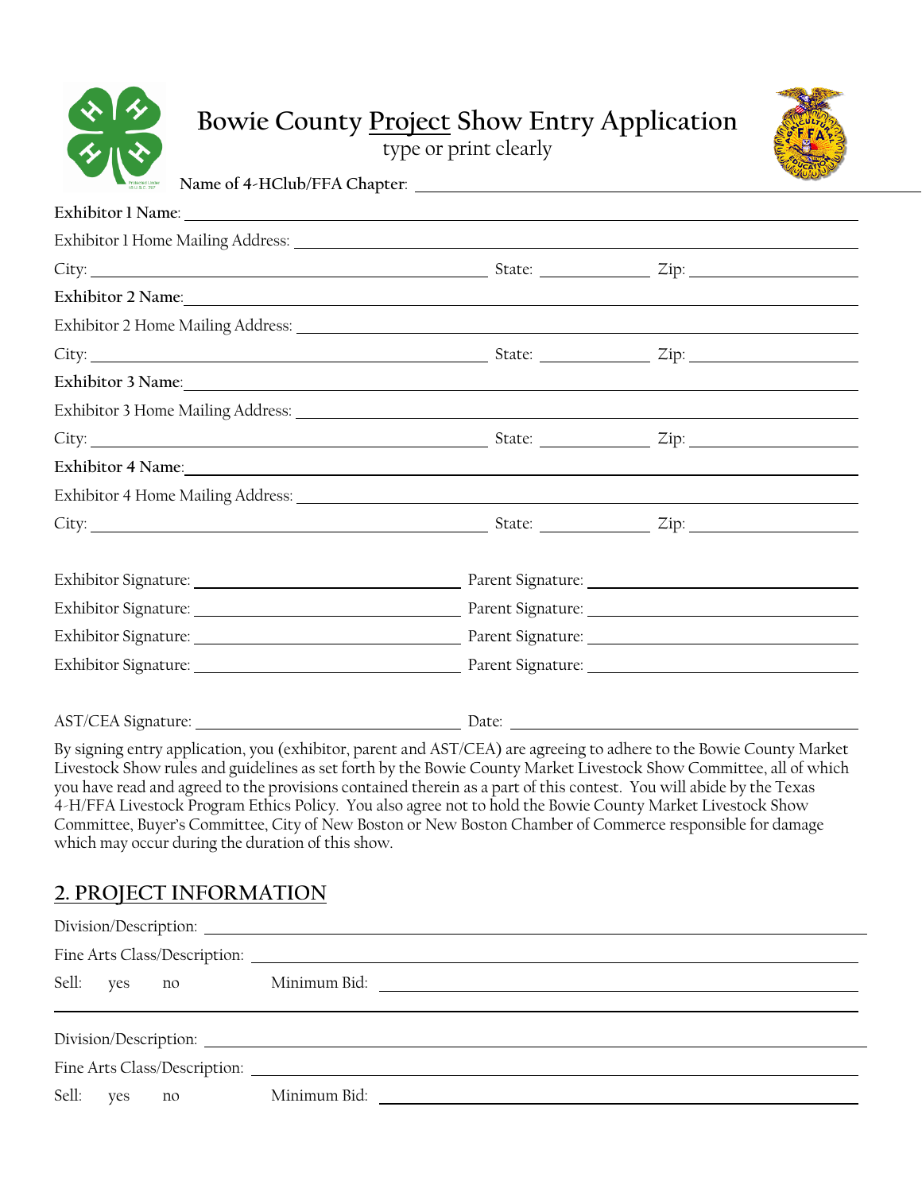# Bowie County Project Show Entry Application

type or print clearly

**Name of 4-HClub/FFA Chapter**: ______________________________

**Exhibitor 1 Name**: ______________________________

Exhibitor 1 Home Mailing Address: ______________________________

City: ______________________________ State: __________ Zip: ______________

**Exhibitor 2 Name**: ______________________________

Exhibitor 2 Home Mailing Address: ______________________________

City: ______________________________ State: __________ Zip: ______________

**Exhibitor 3 Name**: ______________________________

Exhibitor 3 Home Mailing Address: ______________________________

City: ______________________________ State: __________ Zip: ______________

**Exhibitor 4 Name**: ______________________________

Exhibitor 4 Home Mailing Address: ______________________________

City: ______________________________ State: __________ Zip: ______________

Exhibitor Signature: ______________________ Parent Signature: ______________________

Exhibitor Signature: ______________________ Parent Signature: ______________________

Exhibitor Signature: ______________________ Parent Signature: ______________________

Exhibitor Signature: ______________________ Parent Signature: ______________________

AST/CEA Signature: ______________________ Date: ______________________

By signing entry application, you (exhibitor, parent and AST/CEA) are agreeing to adhere to the Bowie County Market Livestock Show rules and guidelines as set forth by the Bowie County Market Livestock Show Committee, all of which you have read and agreed to the provisions contained therein as a part of this contest. You will abide by the Texas 4-H/FFA Livestock Program Ethics Policy. You also agree not to hold the Bowie County Market Livestock Show Committee, Buyer's Committee, City of New Boston or New Boston Chamber of Commerce responsible for damage which may occur during the duration of this show.

## 2. PROJECT INFORMATION

Division/Description: ______________________________

Fine Arts Class/Description: ______________________________

Sell: yes no Minimum Bid: ______________________________

---

Division/Description: ______________________________

Fine Arts Class/Description: ______________________________

Sell: yes no Minimum Bid: ______________________________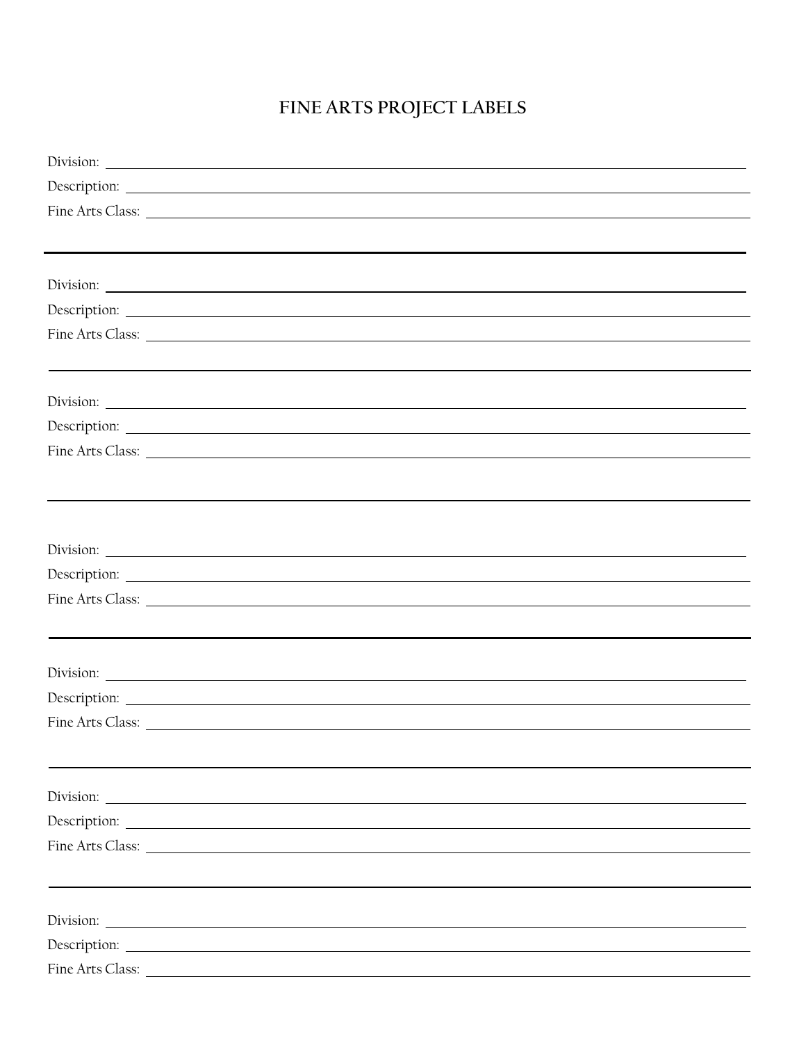# FINE ARTS PROJECT LABELS

Division: ______________________________

Description: ______________________________

Fine Arts Class: ______________________________

---

Division: ______________________________

Description: ______________________________

Fine Arts Class: ______________________________

---

Division: ______________________________

Description: ______________________________

Fine Arts Class: ______________________________

---

Division: ______________________________

Description: ______________________________

Fine Arts Class: ______________________________

---

Division: ______________________________

Description: ______________________________

Fine Arts Class: ______________________________

---

Division: ______________________________

Description: ______________________________

Fine Arts Class: ______________________________

---

Division: ______________________________

Description: ______________________________

Fine Arts Class: ______________________________